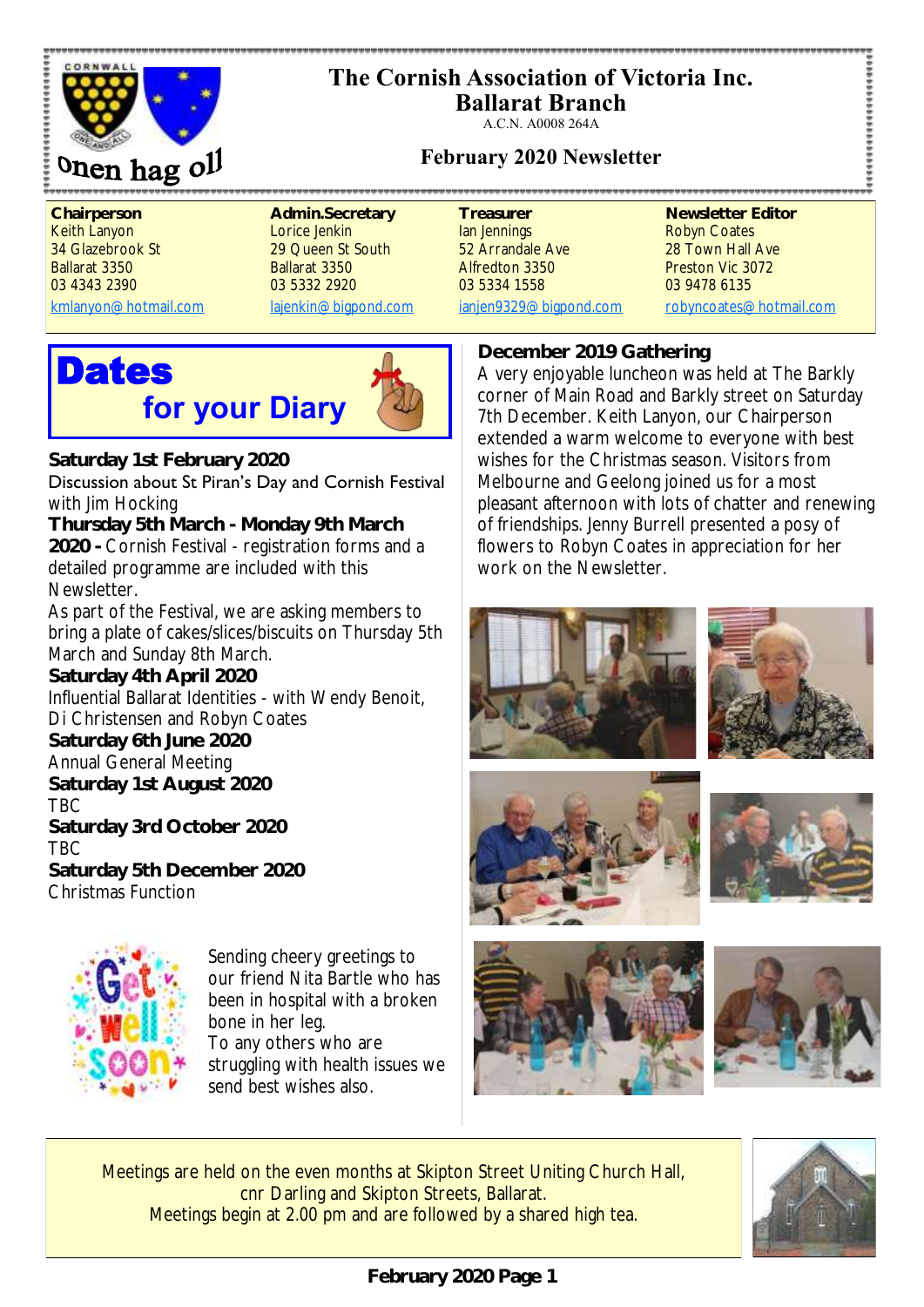Onen hag oll

# The Cornish Association of Victoria Inc.
## Ballarat Branch
A.C.N. A0008 264A

## February 2020 Newsletter

| Chairperson | Admin.Secretary | Treasurer | Newsletter Editor |
|---|---|---|---|
| Keith Lanyon | Lorice Jenkin | Ian Jennings | Robyn Coates |
| 34 Glazebrook St | 29 Queen St South | 52 Arrandale Ave | 28 Town Hall Ave |
| Ballarat 3350 | Ballarat 3350 | Alfredton 3350 | Preston Vic 3072 |
| 03 4343 2390 | 03 5332 2920 | 03 5334 1558 | 03 9478 6135 |
| kmlanyon@hotmail.com | lajenkin@bigpond.com | ianjen9329@bigpond.com | robyncoates@hotmail.com |

## Dates for your Diary

**Saturday 1st February 2020**
Discussion about St Piran's Day and Cornish Festival with Jim Hocking

**Thursday 5th March - Monday 9th March 2020 -** Cornish Festival - registration forms and a detailed programme are included with this Newsletter.

As part of the Festival, we are asking members to bring a plate of cakes/slices/biscuits on Thursday 5th March and Sunday 8th March.

**Saturday 4th April 2020**
Influential Ballarat Identities - with Wendy Benoit, Di Christensen and Robyn Coates

**Saturday 6th June 2020**
Annual General Meeting

**Saturday 1st August 2020**
TBC

**Saturday 3rd October 2020**
TBC

**Saturday 5th December 2020**
Christmas Function

Sending cheery greetings to our friend Nita Bartle who has been in hospital with a broken bone in her leg.
To any others who are struggling with health issues we send best wishes also.

## December 2019 Gathering

A very enjoyable luncheon was held at The Barkly corner of Main Road and Barkly street on Saturday 7th December. Keith Lanyon, our Chairperson extended a warm welcome to everyone with best wishes for the Christmas season. Visitors from Melbourne and Geelong joined us for a most pleasant afternoon with lots of chatter and renewing of friendships. Jenny Burrell presented a posy of flowers to Robyn Coates in appreciation for her work on the Newsletter.

Meetings are held on the even months at Skipton Street Uniting Church Hall, cnr Darling and Skipton Streets, Ballarat.
Meetings begin at 2.00 pm and are followed by a shared high tea.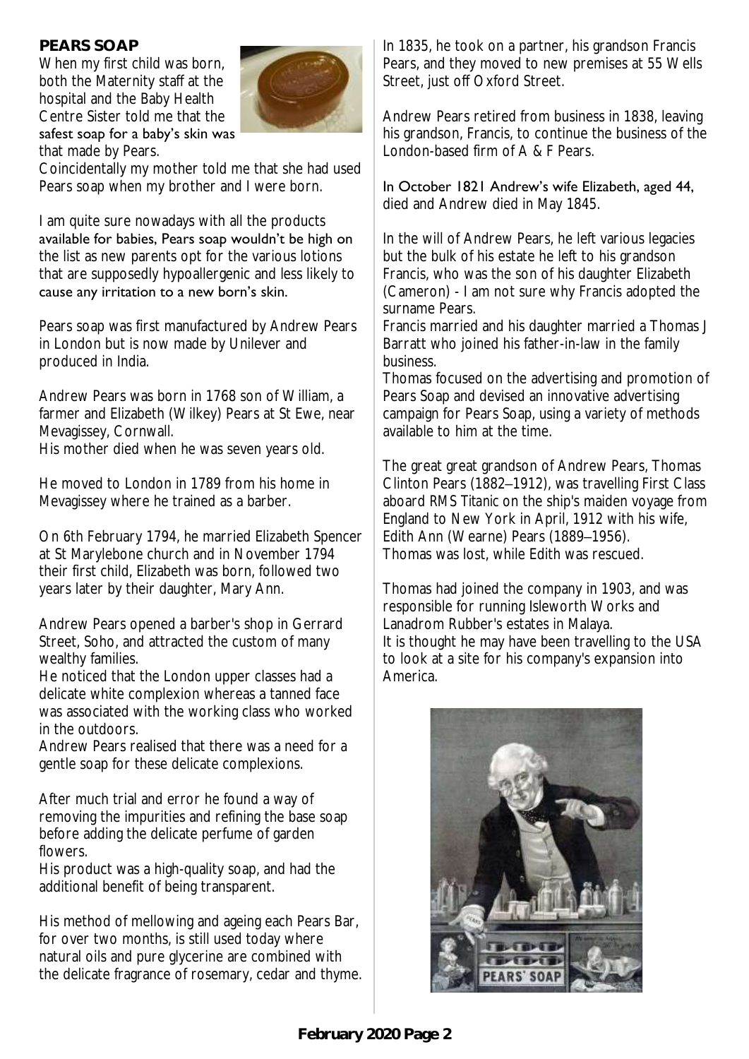## PEARS SOAP

When my first child was born, both the Maternity staff at the hospital and the Baby Health Centre Sister told me that the safest soap for a baby's skin was that made by Pears.

Coincidentally my mother told me that she had used Pears soap when my brother and I were born.

I am quite sure nowadays with all the products available for babies, Pears soap wouldn't be high on the list as new parents opt for the various lotions that are supposedly hypoallergenic and less likely to cause any irritation to a new born's skin.

Pears soap was first manufactured by Andrew Pears in London but is now made by Unilever and produced in India.

Andrew Pears was born in 1768 son of William, a farmer and Elizabeth (Wilkey) Pears at St Ewe, near Mevagissey, Cornwall.
His mother died when he was seven years old.

He moved to London in 1789 from his home in Mevagissey where he trained as a barber.

On 6th February 1794, he married Elizabeth Spencer at St Marylebone church and in November 1794 their first child, Elizabeth was born, followed two years later by their daughter, Mary Ann.

Andrew Pears opened a barber's shop in Gerrard Street, Soho, and attracted the custom of many wealthy families.
He noticed that the London upper classes had a delicate white complexion whereas a tanned face was associated with the working class who worked in the outdoors.
Andrew Pears realised that there was a need for a gentle soap for these delicate complexions.

After much trial and error he found a way of removing the impurities and refining the base soap before adding the delicate perfume of garden flowers.
His product was a high-quality soap, and had the additional benefit of being transparent.

His method of mellowing and ageing each Pears Bar, for over two months, is still used today where natural oils and pure glycerine are combined with the delicate fragrance of rosemary, cedar and thyme.

In 1835, he took on a partner, his grandson Francis Pears, and they moved to new premises at 55 Wells Street, just off Oxford Street.

Andrew Pears retired from business in 1838, leaving his grandson, Francis, to continue the business of the London-based firm of A & F Pears.

In October 1821 Andrew's wife Elizabeth, aged 44, died and Andrew died in May 1845.

In the will of Andrew Pears, he left various legacies but the bulk of his estate he left to his grandson Francis, who was the son of his daughter Elizabeth (Cameron) - I am not sure why Francis adopted the surname Pears.
Francis married and his daughter married a Thomas J Barratt who joined his father-in-law in the family business.
Thomas focused on the advertising and promotion of Pears Soap and devised an innovative advertising campaign for Pears Soap, using a variety of methods available to him at the time.

The great great grandson of Andrew Pears, Thomas Clinton Pears (1882–1912), was travelling First Class aboard RMS Titanic on the ship's maiden voyage from England to New York in April, 1912 with his wife, Edith Ann (Wearne) Pears (1889–1956).
Thomas was lost, while Edith was rescued.

Thomas had joined the company in 1903, and was responsible for running Isleworth Works and Lanadrom Rubber's estates in Malaya.
It is thought he may have been travelling to the USA to look at a site for his company's expansion into America.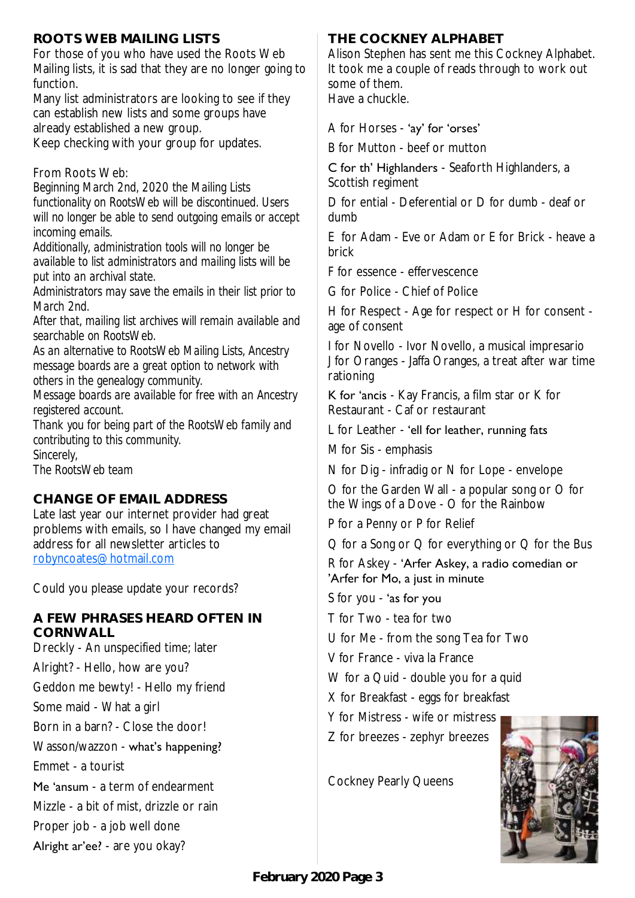## ROOTS WEB MAILING LISTS

For those of you who have used the Roots Web Mailing lists, it is sad that they are no longer going to function.

Many list administrators are looking to see if they can establish new lists and some groups have already established a new group.

Keep checking with your group for updates.

From Roots Web:

*Beginning March 2nd, 2020 the Mailing Lists functionality on RootsWeb will be discontinued. Users will no longer be able to send outgoing emails or accept incoming emails.*

*Additionally, administration tools will no longer be available to list administrators and mailing lists will be put into an archival state.*

*Administrators may save the emails in their list prior to March 2nd.*

*After that, mailing list archives will remain available and searchable on RootsWeb.*

*As an alternative to RootsWeb Mailing Lists, Ancestry message boards are a great option to network with others in the genealogy community.*

*Message boards are available for free with an Ancestry registered account.*

*Thank you for being part of the RootsWeb family and contributing to this community.*

*Sincerely,*

*The RootsWeb team*

## CHANGE OF EMAIL ADDRESS

Late last year our internet provider had great problems with emails, so I have changed my email address for all newsletter articles to robyncoates@hotmail.com

Could you please update your records?

## A FEW PHRASES HEARD OFTEN IN CORNWALL

Dreckly - An unspecified time; later

Alright? - Hello, how are you?

Geddon me bewty! - Hello my friend

Some maid - What a girl

Born in a barn? - Close the door!

Wasson/wazzon - what's happening?

Emmet - a tourist

Me 'ansum - a term of endearment

Mizzle - a bit of mist, drizzle or rain

Proper job - a job well done

Alright ar'ee? - are you okay?

## THE COCKNEY ALPHABET

Alison Stephen has sent me this Cockney Alphabet. It took me a couple of reads through to work out some of them.

Have a chuckle.

A for Horses - 'ay' for 'orses'

B for Mutton - beef or mutton

C for th' Highlanders - Seaforth Highlanders, a Scottish regiment

D for ential - Deferential or D for dumb - deaf or dumb

E for Adam - Eve or Adam or E for Brick - heave a brick

F for essence - effervescence

G for Police - Chief of Police

H for Respect - Age for respect or H for consent - age of consent

I for Novello - Ivor Novello, a musical impresario

J for Oranges - Jaffa Oranges, a treat after war time rationing

K for 'ancis - Kay Francis, a film star or K for Restaurant - Caf or restaurant

L for Leather - 'ell for leather, running fats

M for Sis - emphasis

N for Dig - infradig or N for Lope - envelope

O for the Garden Wall - a popular song or O for the Wings of a Dove - O for the Rainbow

P for a Penny or P for Relief

Q for a Song or Q for everything or Q for the Bus

R for Askey - 'Arfer Askey, a radio comedian or 'Arfer for Mo, a just in minute

S for you - 'as for you

T for Two - tea for two

U for Me - from the song Tea for Two

V for France - viva la France

W for a Quid - double you for a quid

X for Breakfast - eggs for breakfast

Y for Mistress - wife or mistress

Z for breezes - zephyr breezes

Cockney Pearly Queens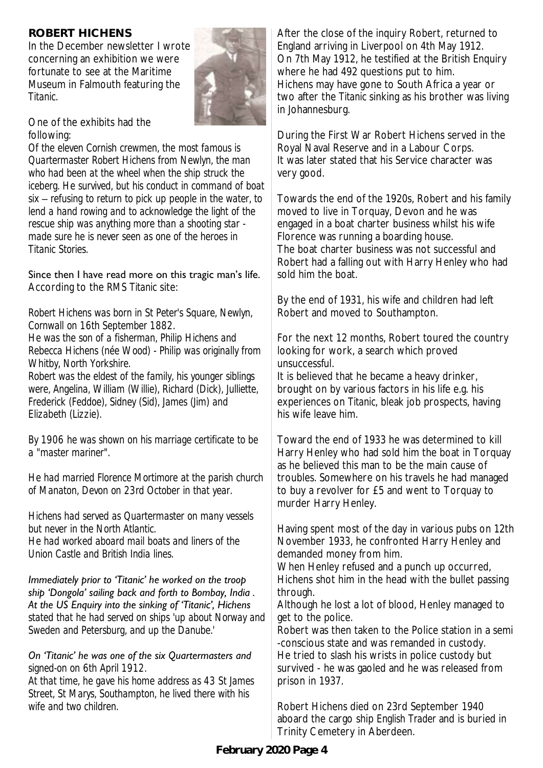## ROBERT HICHENS

In the December newsletter I wrote concerning an exhibition we were fortunate to see at the Maritime Museum in Falmouth featuring the Titanic.

One of the exhibits had the following:

*Of the eleven Cornish crewmen, the most famous is Quartermaster Robert Hichens from Newlyn, the man who had been at the wheel when the ship struck the iceberg. He survived, but his conduct in command of boat six – refusing to return to pick up people in the water, to lend a hand rowing and to acknowledge the light of the rescue ship was anything more than a shooting star - made sure he is never seen as one of the heroes in Titanic Stories.*

Since then I have read more on this tragic man's life. According to the RMS Titanic site:

*Robert Hichens was born in St Peter's Square, Newlyn, Cornwall on 16th September 1882.*

*He was the son of a fisherman, Philip Hichens and Rebecca Hichens (née Wood) - Philip was originally from Whitby, North Yorkshire.*

*Robert was the eldest of the family, his younger siblings were, Angelina, William (Willie), Richard (Dick), Julliette, Frederick (Feddoe), Sidney (Sid), James (Jim) and Elizabeth (Lizzie).*

*By 1906 he was shown on his marriage certificate to be a "master mariner".*

*He had married Florence Mortimore at the parish church of Manaton, Devon on 23rd October in that year.*

*Hichens had served as Quartermaster on many vessels but never in the North Atlantic.*

*He had worked aboard mail boats and liners of the Union Castle and British India lines.*

*Immediately prior to 'Titanic' he worked on the troop ship 'Dongola' sailing back and forth to Bombay, India . At the US Enquiry into the sinking of 'Titanic', Hichens stated that he had served on ships 'up about Norway and Sweden and Petersburg, and up the Danube.'*

*On 'Titanic' he was one of the six Quartermasters and signed-on on 6th April 1912.*

*At that time, he gave his home address as 43 St James Street, St Marys, Southampton, he lived there with his wife and two children.*

After the close of the inquiry Robert, returned to England arriving in Liverpool on 4th May 1912.
On 7th May 1912, he testified at the British Enquiry where he had 492 questions put to him.
Hichens may have gone to South Africa a year or two after the Titanic sinking as his brother was living in Johannesburg.

During the First War Robert Hichens served in the Royal Naval Reserve and in a Labour Corps.
It was later stated that his Service character was very good.

Towards the end of the 1920s, Robert and his family moved to live in Torquay, Devon and he was engaged in a boat charter business whilst his wife Florence was running a boarding house.
The boat charter business was not successful and Robert had a falling out with Harry Henley who had sold him the boat.

By the end of 1931, his wife and children had left Robert and moved to Southampton.

For the next 12 months, Robert toured the country looking for work, a search which proved unsuccessful.
It is believed that he became a heavy drinker, brought on by various factors in his life e.g. his experiences on Titanic, bleak job prospects, having his wife leave him.

Toward the end of 1933 he was determined to kill Harry Henley who had sold him the boat in Torquay as he believed this man to be the main cause of troubles. Somewhere on his travels he had managed to buy a revolver for £5 and went to Torquay to murder Harry Henley.

Having spent most of the day in various pubs on 12th November 1933, he confronted Harry Henley and demanded money from him.
When Henley refused and a punch up occurred, Hichens shot him in the head with the bullet passing through.
Although he lost a lot of blood, Henley managed to get to the police.
Robert was then taken to the Police station in a semi-conscious state and was remanded in custody.
He tried to slash his wrists in police custody but survived - he was gaoled and he was released from prison in 1937.

Robert Hichens died on 23rd September 1940 aboard the cargo ship English Trader and is buried in Trinity Cemetery in Aberdeen.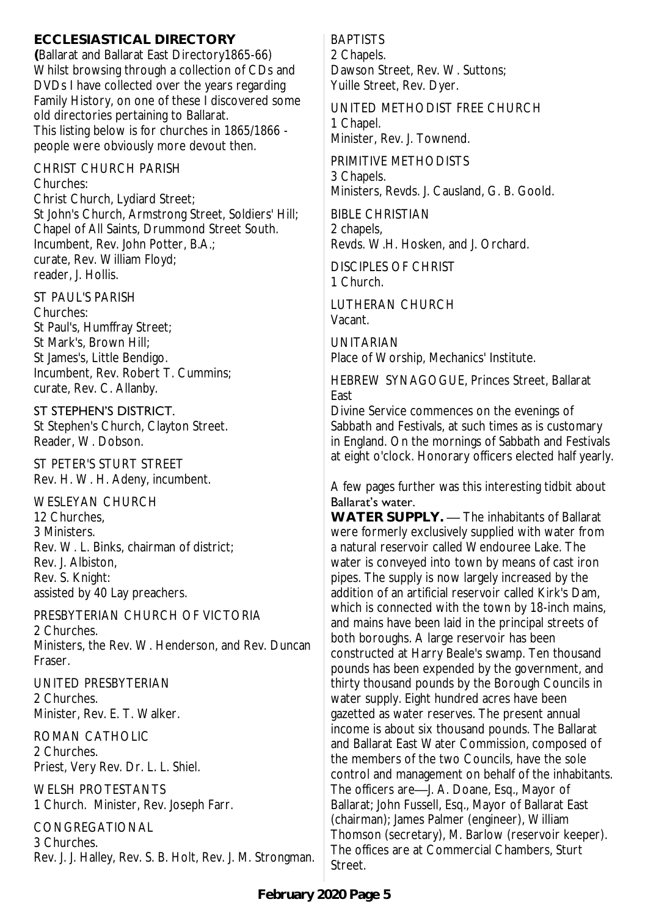# ECCLESIASTICAL DIRECTORY

**(**Ballarat and Ballarat East Directory1865-66)
Whilst browsing through a collection of CDs and DVDs I have collected over the years regarding Family History, on one of these I discovered some old directories pertaining to Ballarat.
This listing below is for churches in 1865/1866 - people were obviously more devout then.

CHRIST CHURCH PARISH
Churches:
Christ Church, Lydiard Street;
St John's Church, Armstrong Street, Soldiers' Hill;
Chapel of All Saints, Drummond Street South.
Incumbent, Rev. John Potter, B.A.;
curate, Rev. William Floyd;
reader, J. Hollis.

ST PAUL'S PARISH
Churches:
St Paul's, Humffray Street;
St Mark's, Brown Hill;
St James's, Little Bendigo.
Incumbent, Rev. Robert T. Cummins;
curate, Rev. C. Allanby.

ST STEPHEN'S DISTRICT.
St Stephen's Church, Clayton Street.
Reader, W. Dobson.

ST PETER'S STURT STREET
Rev. H. W. H. Adeny, incumbent.

WESLEYAN CHURCH
12 Churches,
3 Ministers.
Rev. W. L. Binks, chairman of district;
Rev. J. Albiston,
Rev. S. Knight:
assisted by 40 Lay preachers.

PRESBYTERIAN CHURCH OF VICTORIA
2 Churches.
Ministers, the Rev. W. Henderson, and Rev. Duncan Fraser.

UNITED PRESBYTERIAN
2 Churches.
Minister, Rev. E. T. Walker.

ROMAN CATHOLIC
2 Churches.
Priest, Very Rev. Dr. L. L. Shiel.

WELSH PROTESTANTS
1 Church. Minister, Rev. Joseph Farr.

CONGREGATIONAL
3 Churches.
Rev. J. J. Halley, Rev. S. B. Holt, Rev. J. M. Strongman.

BAPTISTS
2 Chapels.
Dawson Street, Rev. W. Suttons;
Yuille Street, Rev. Dyer.

UNITED METHODIST FREE CHURCH
1 Chapel.
Minister, Rev. J. Townend.

PRIMITIVE METHODISTS
3 Chapels.
Ministers, Revds. J. Causland, G. B. Goold.

BIBLE CHRISTIAN
2 chapels,
Revds. W.H. Hosken, and J. Orchard.

DISCIPLES OF CHRIST
1 Church.

LUTHERAN CHURCH
Vacant.

UNITARIAN
Place of Worship, Mechanics' Institute.

HEBREW SYNAGOGUE, Princes Street, Ballarat East
Divine Service commences on the evenings of Sabbath and Festivals, at such times as is customary in England. On the mornings of Sabbath and Festivals at eight o'clock. Honorary officers elected half yearly.

A few pages further was this interesting tidbit about Ballarat's water.

**WATER SUPPLY.** — The inhabitants of Ballarat were formerly exclusively supplied with water from a natural reservoir called Wendouree Lake. The water is conveyed into town by means of cast iron pipes. The supply is now largely increased by the addition of an artificial reservoir called Kirk's Dam, which is connected with the town by 18-inch mains, and mains have been laid in the principal streets of both boroughs. A large reservoir has been constructed at Harry Beale's swamp. Ten thousand pounds has been expended by the government, and thirty thousand pounds by the Borough Councils in water supply. Eight hundred acres have been gazetted as water reserves. The present annual income is about six thousand pounds. The Ballarat and Ballarat East Water Commission, composed of the members of the two Councils, have the sole control and management on behalf of the inhabitants. The officers are—J. A. Doane, Esq., Mayor of Ballarat; John Fussell, Esq., Mayor of Ballarat East (chairman); James Palmer (engineer), William Thomson (secretary), M. Barlow (reservoir keeper). The offices are at Commercial Chambers, Sturt Street.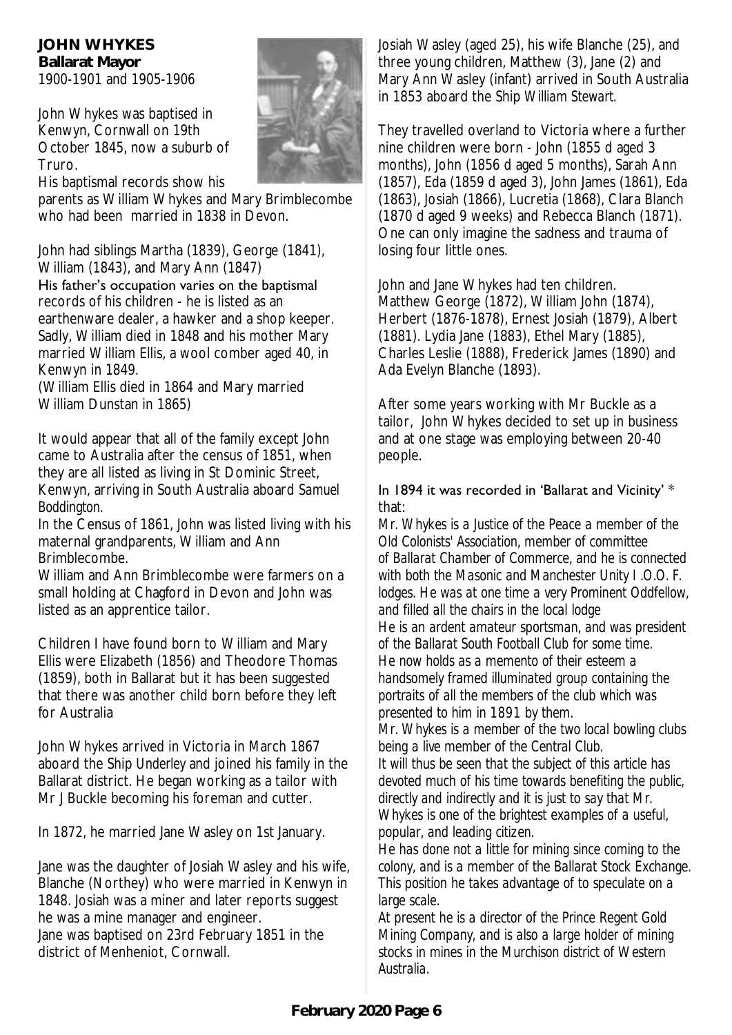**JOHN WHYKES**
**Ballarat Mayor**
1900-1901 and 1905-1906

John Whykes was baptised in Kenwyn, Cornwall on 19th October 1845, now a suburb of Truro.
His baptismal records show his parents as William Whykes and Mary Brimblecombe who had been married in 1838 in Devon.

John had siblings Martha (1839), George (1841), William (1843), and Mary Ann (1847)
His father's occupation varies on the baptismal records of his children - he is listed as an earthenware dealer, a hawker and a shop keeper.
Sadly, William died in 1848 and his mother Mary married William Ellis, a wool comber aged 40, in Kenwyn in 1849.
(William Ellis died in 1864 and Mary married William Dunstan in 1865)

It would appear that all of the family except John came to Australia after the census of 1851, when they are all listed as living in St Dominic Street, Kenwyn, arriving in South Australia aboard *Samuel Boddington.*
In the Census of 1861, John was listed living with his maternal grandparents, William and Ann Brimblecombe.
William and Ann Brimblecombe were farmers on a small holding at Chagford in Devon and John was listed as an apprentice tailor.

Children I have found born to William and Mary Ellis were Elizabeth (1856) and Theodore Thomas (1859), both in Ballarat but it has been suggested that there was another child born before they left for Australia

John Whykes arrived in Victoria in March 1867 aboard the Ship *Underley* and joined his family in the Ballarat district. He began working as a tailor with Mr J Buckle becoming his foreman and cutter.

In 1872, he married Jane Wasley on 1st January.

Jane was the daughter of Josiah Wasley and his wife, Blanche (Northey) who were married in Kenwyn in 1848. Josiah was a miner and later reports suggest he was a mine manager and engineer.
Jane was baptised on 23rd February 1851 in the district of Menheniot, Cornwall.

Josiah Wasley (aged 25), his wife Blanche (25), and three young children, Matthew (3), Jane (2) and Mary Ann Wasley (infant) arrived in South Australia in 1853 aboard the Ship *William Stewart.*

They travelled overland to Victoria where a further nine children were born - John (1855 d aged 3 months), John (1856 d aged 5 months), Sarah Ann (1857), Eda (1859 d aged 3), John James (1861), Eda (1863), Josiah (1866), Lucretia (1868), Clara Blanch (1870 d aged 9 weeks) and Rebecca Blanch (1871). One can only imagine the sadness and trauma of losing four little ones.

John and Jane Whykes had ten children.
Matthew George (1872), William John (1874), Herbert (1876-1878), Ernest Josiah (1879), Albert (1881). Lydia Jane (1883), Ethel Mary (1885), Charles Leslie (1888), Frederick James (1890) and Ada Evelyn Blanche (1893).

After some years working with Mr Buckle as a tailor, John Whykes decided to set up in business and at one stage was employing between 20-40 people.

In 1894 it was recorded in 'Ballarat and Vicinity' * that:

*Mr. Whykes is a Justice of the Peace a member of the Old Colonists' Association, member of committee of Ballarat Chamber of Commerce, and he is connected with both the Masonic and Manchester Unity I .O.O. F. lodges. He was at one time a very Prominent Oddfellow, and filled all the chairs in the local lodge*
*He is an ardent amateur sportsman, and was president of the Ballarat South Football Club for some time. He now holds as a memento of their esteem a handsomely framed illuminated group containing the portraits of all the members of the club which was presented to him in 1891 by them.*
*Mr. Whykes is a member of the two local bowling clubs being a live member of the Central Club.*
*It will thus be seen that the subject of this article has devoted much of his time towards benefiting the public, directly and indirectly and it is just to say that Mr. Whykes is one of the brightest examples of a useful, popular, and leading citizen.*
*He has done not a little for mining since coming to the colony, and is a member of the Ballarat Stock Exchange. This position he takes advantage of to speculate on a large scale.*
*At present he is a director of the Prince Regent Gold Mining Company, and is also a large holder of mining stocks in mines in the Murchison district of Western Australia.*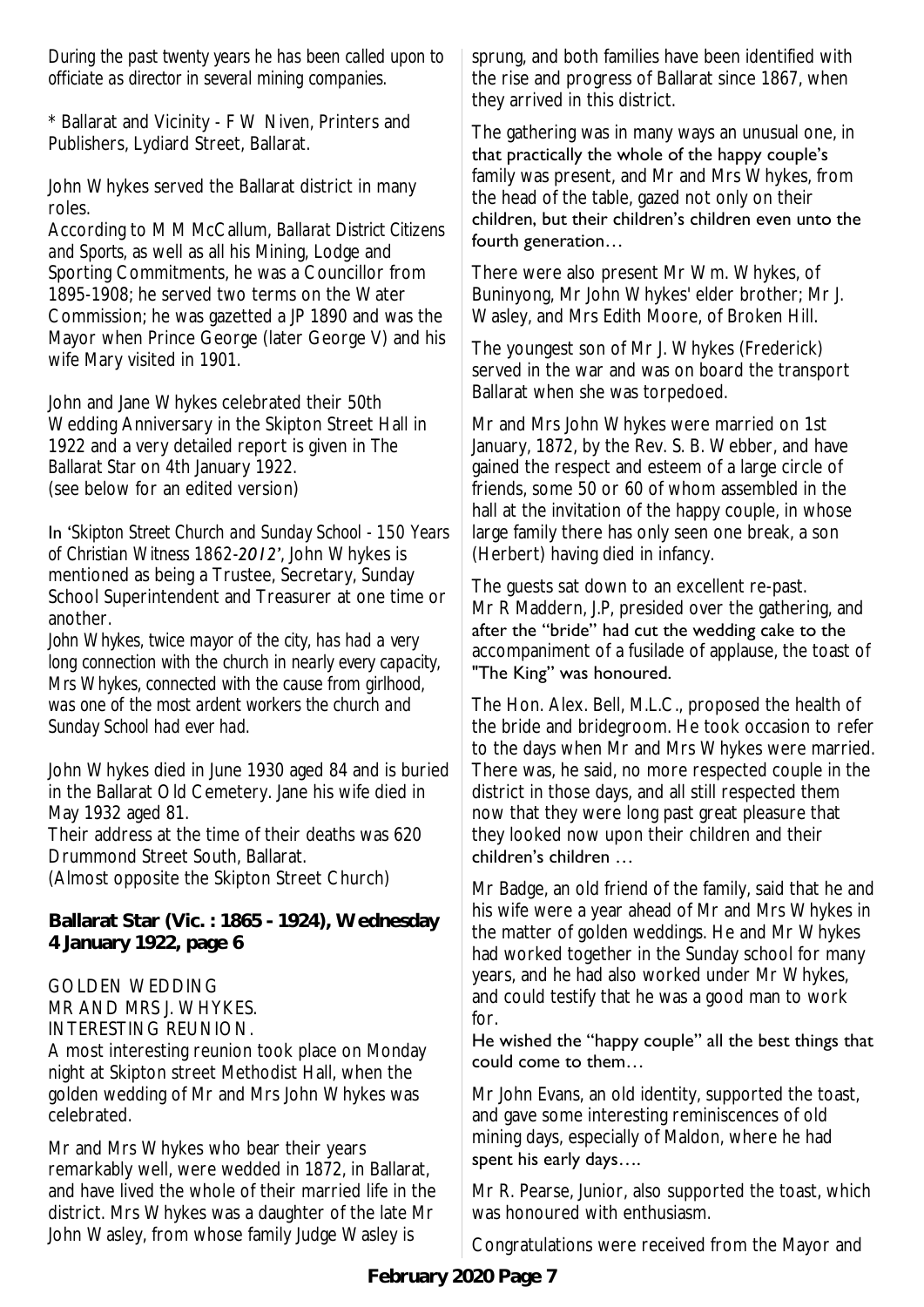*During the past twenty years he has been called upon to officiate as director in several mining companies.*

* Ballarat and Vicinity - F W Niven, Printers and Publishers, Lydiard Street, Ballarat.

John Whykes served the Ballarat district in many roles.

According to M M McCallum, *Ballarat District Citizens and Sports*, as well as all his Mining, Lodge and Sporting Commitments, he was a Councillor from 1895-1908; he served two terms on the Water Commission; he was gazetted a JP 1890 and was the Mayor when Prince George (later George V) and his wife Mary visited in 1901.

John and Jane Whykes celebrated their 50th Wedding Anniversary in the Skipton Street Hall in 1922 and a very detailed report is given in *The Ballarat Star* on 4th January 1922.
(see below for an edited version)

In *'Skipton Street Church and Sunday School - 150 Years of Christian Witness 1862-2012'*, John Whykes is mentioned as being a Trustee, Secretary, Sunday School Superintendent and Treasurer at one time or another.

*John Whykes, twice mayor of the city, has had a very long connection with the church in nearly every capacity, Mrs Whykes, connected with the cause from girlhood, was one of the most ardent workers the church and Sunday School had ever had.*

John Whykes died in June 1930 aged 84 and is buried in the Ballarat Old Cemetery. Jane his wife died in May 1932 aged 81.

Their address at the time of their deaths was 620 Drummond Street South, Ballarat.
(Almost opposite the Skipton Street Church)

**Ballarat Star (Vic. : 1865 - 1924), Wednesday 4 January 1922, page 6**

GOLDEN WEDDING
MR AND MRS J. WHYKES.
INTERESTING REUNION.

A most interesting reunion took place on Monday night at Skipton street Methodist Hall, when the golden wedding of Mr and Mrs John Whykes was celebrated.

Mr and Mrs Whykes who bear their years remarkably well, were wedded in 1872, in Ballarat, and have lived the whole of their married life in the district. Mrs Whykes was a daughter of the late Mr John Wasley, from whose family Judge Wasley is sprung, and both families have been identified with the rise and progress of Ballarat since 1867, when they arrived in this district.

The gathering was in many ways an unusual one, in that practically the whole of the happy couple's family was present, and Mr and Mrs Whykes, from the head of the table, gazed not only on their children, but their children's children even unto the fourth generation…

There were also present Mr Wm. Whykes, of Buninyong, Mr John Whykes' elder brother; Mr J. Wasley, and Mrs Edith Moore, of Broken Hill.

The youngest son of Mr J. Whykes (Frederick) served in the war and was on board the transport Ballarat when she was torpedoed.

Mr and Mrs John Whykes were married on 1st January, 1872, by the Rev. S. B. Webber, and have gained the respect and esteem of a large circle of friends, some 50 or 60 of whom assembled in the hall at the invitation of the happy couple, in whose large family there has only seen one break, a son (Herbert) having died in infancy.

The guests sat down to an excellent re-past. Mr R Maddern, J.P, presided over the gathering, and after the "bride" had cut the wedding cake to the accompaniment of a fusilade of applause, the toast of "The King" was honoured.

The Hon. Alex. Bell, M.L.C., proposed the health of the bride and bridegroom. He took occasion to refer to the days when Mr and Mrs Whykes were married. There was, he said, no more respected couple in the district in those days, and all still respected them now that they were long past great pleasure that they looked now upon their children and their children's children …

Mr Badge, an old friend of the family, said that he and his wife were a year ahead of Mr and Mrs Whykes in the matter of golden weddings. He and Mr Whykes had worked together in the Sunday school for many years, and he had also worked under Mr Whykes, and could testify that he was a good man to work for.

He wished the "happy couple" all the best things that could come to them…

Mr John Evans, an old identity, supported the toast, and gave some interesting reminiscences of old mining days, especially of Maldon, where he had spent his early days….

Mr R. Pearse, Junior, also supported the toast, which was honoured with enthusiasm.

Congratulations were received from the Mayor and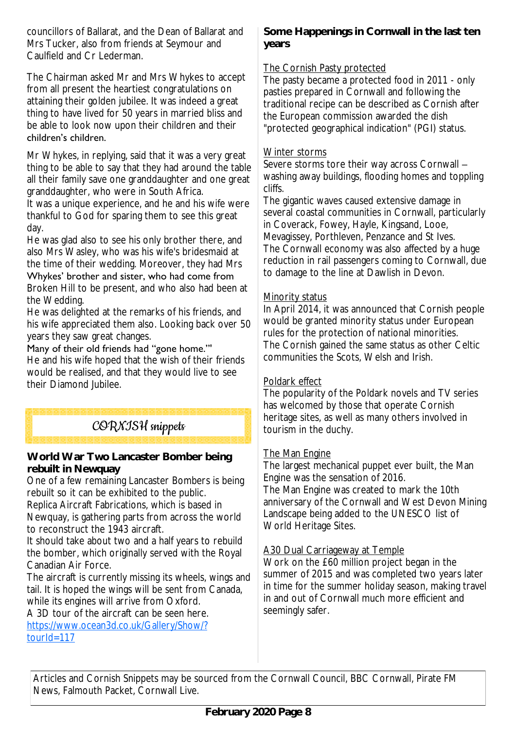councillors of Ballarat, and the Dean of Ballarat and Mrs Tucker, also from friends at Seymour and Caulfield and Cr Lederman.

The Chairman asked Mr and Mrs Whykes to accept from all present the heartiest congratulations on attaining their golden jubilee. It was indeed a great thing to have lived for 50 years in married bliss and be able to look now upon their children and their children's children.

Mr Whykes, in replying, said that it was a very great thing to be able to say that they had around the table all their family save one granddaughter and one great granddaughter, who were in South Africa.
It was a unique experience, and he and his wife were thankful to God for sparing them to see this great day.
He was glad also to see his only brother there, and also Mrs Wasley, who was his wife's bridesmaid at the time of their wedding. Moreover, they had Mrs Whykes' brother and sister, who had come from Broken Hill to be present, and who also had been at the Wedding.
He was delighted at the remarks of his friends, and his wife appreciated them also. Looking back over 50 years they saw great changes.
Many of their old friends had "gone home.'"
He and his wife hoped that the wish of their friends would be realised, and that they would live to see their Diamond Jubilee.

## CORNISH snippets

### World War Two Lancaster Bomber being rebuilt in Newquay

One of a few remaining Lancaster Bombers is being rebuilt so it can be exhibited to the public.
Replica Aircraft Fabrications, which is based in Newquay, is gathering parts from across the world to reconstruct the 1943 aircraft.
It should take about two and a half years to rebuild the bomber, which originally served with the Royal Canadian Air Force.
The aircraft is currently missing its wheels, wings and tail. It is hoped the wings will be sent from Canada, while its engines will arrive from Oxford.
A 3D tour of the aircraft can be seen here.
https://www.ocean3d.co.uk/Gallery/Show/?tourId=117

### Some Happenings in Cornwall in the last ten years

The Cornish Pasty protected
The pasty became a protected food in 2011 - only pasties prepared in Cornwall and following the traditional recipe can be described as Cornish after the European commission awarded the dish "protected geographical indication" (PGI) status.

Winter storms
Severe storms tore their way across Cornwall – washing away buildings, flooding homes and toppling cliffs.
The gigantic waves caused extensive damage in several coastal communities in Cornwall, particularly in Coverack, Fowey, Hayle, Kingsand, Looe, Mevagissey, Porthleven, Penzance and St Ives.
The Cornwall economy was also affected by a huge reduction in rail passengers coming to Cornwall, due to damage to the line at Dawlish in Devon.

Minority status
In April 2014, it was announced that Cornish people would be granted minority status under European rules for the protection of national minorities.
The Cornish gained the same status as other Celtic communities the Scots, Welsh and Irish.

Poldark effect
The popularity of the Poldark novels and TV series has welcomed by those that operate Cornish heritage sites, as well as many others involved in tourism in the duchy.

The Man Engine
The largest mechanical puppet ever built, the Man Engine was the sensation of 2016.
The Man Engine was created to mark the 10th anniversary of the Cornwall and West Devon Mining Landscape being added to the UNESCO list of World Heritage Sites.

A30 Dual Carriageway at Temple
Work on the £60 million project began in the summer of 2015 and was completed two years later in time for the summer holiday season, making travel in and out of Cornwall much more efficient and seemingly safer.

Articles and Cornish Snippets may be sourced from the Cornwall Council, BBC Cornwall, Pirate FM News, Falmouth Packet, Cornwall Live.